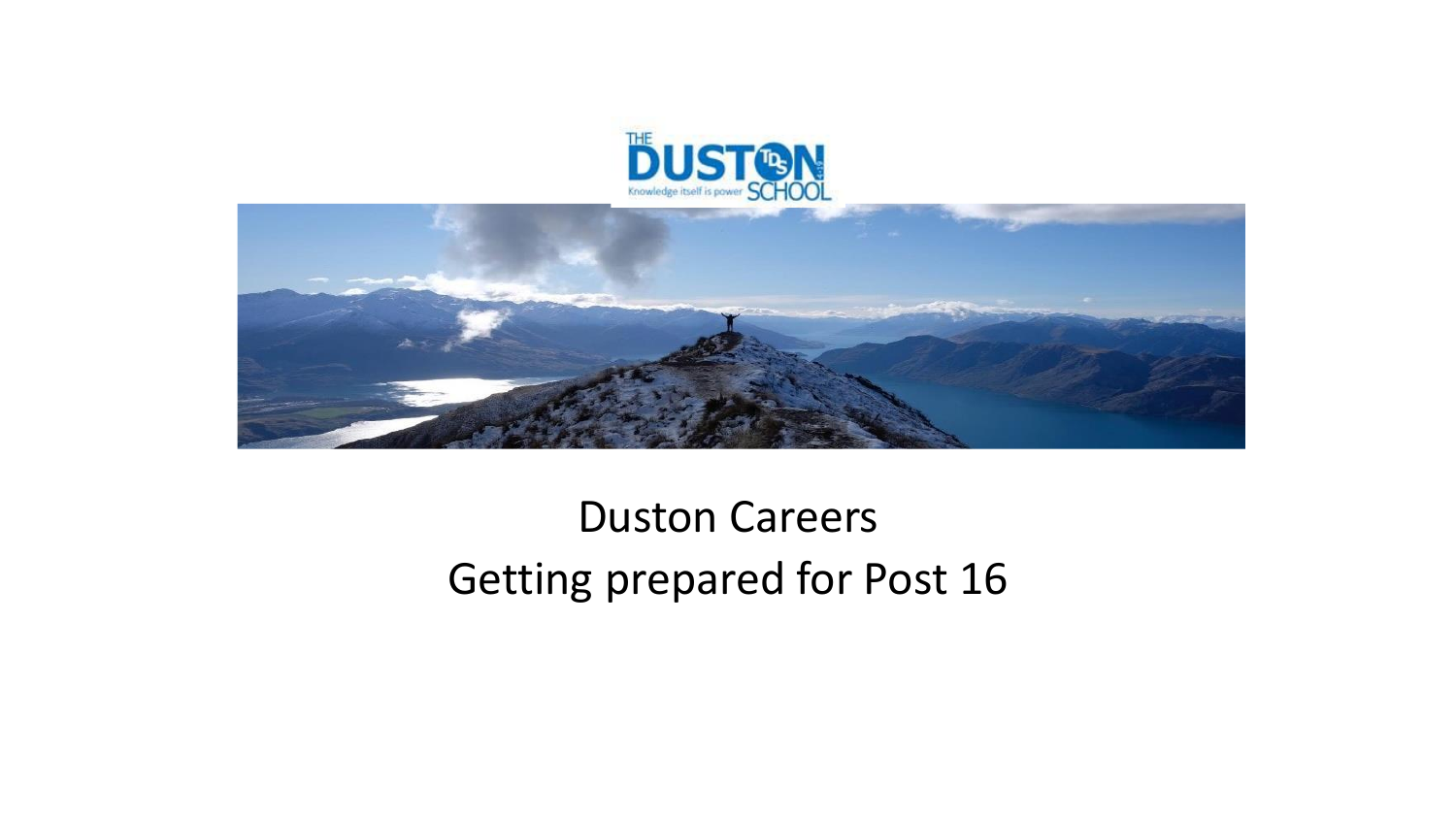# Duston Careers

## Getting prepared for Post 16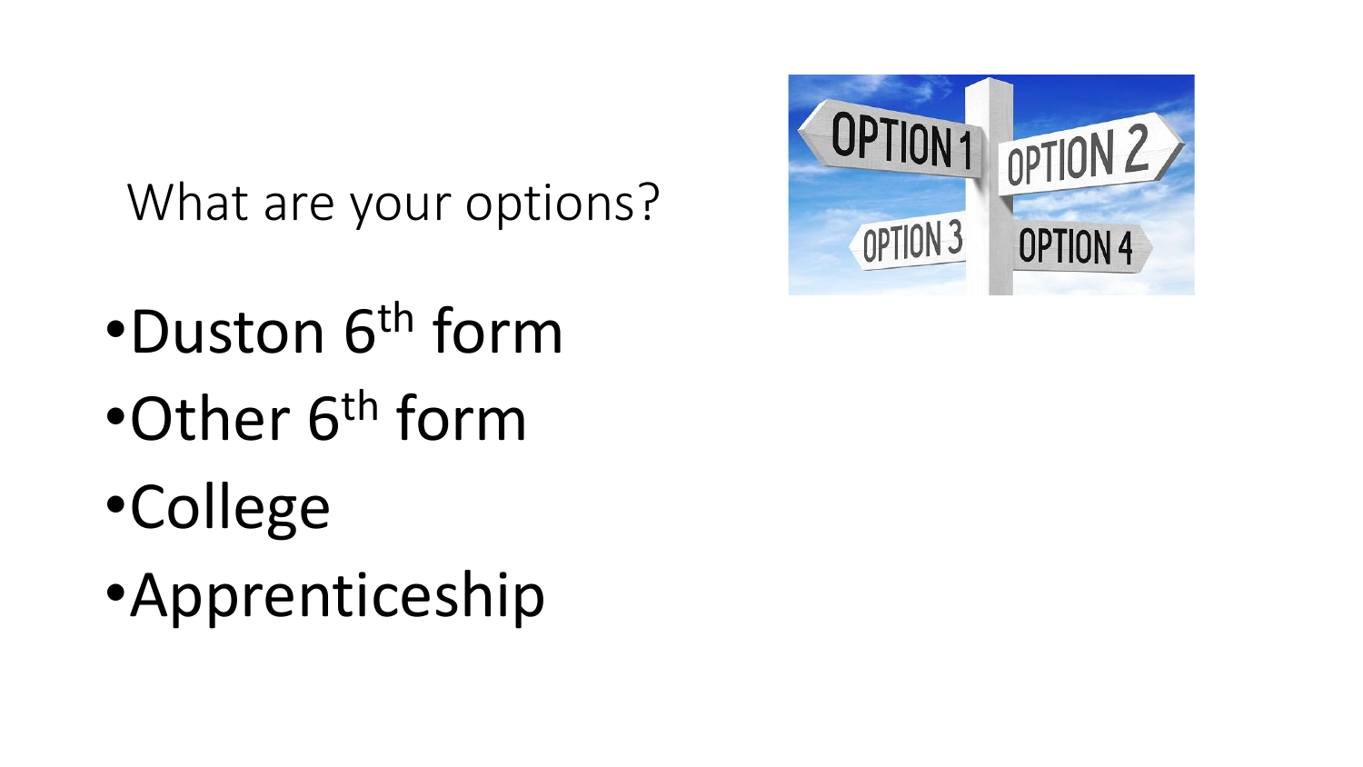What are your options?

- Duston 6th form
- Other 6th form
- College
- Apprenticeship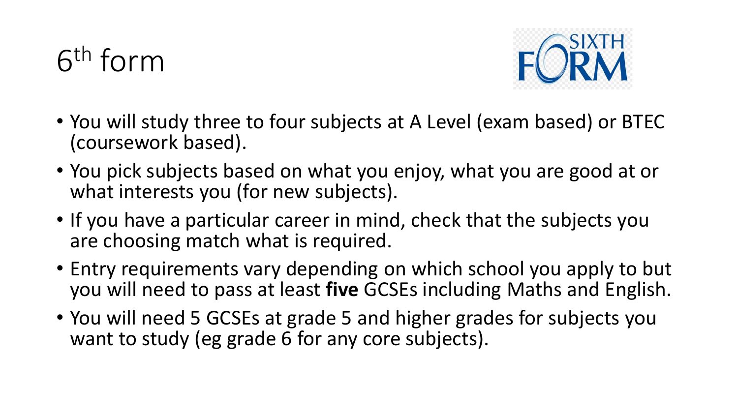# 6th form

- You will study three to four subjects at A Level (exam based) or BTEC (coursework based).
- You pick subjects based on what you enjoy, what you are good at or what interests you (for new subjects).
- If you have a particular career in mind, check that the subjects you are choosing match what is required.
- Entry requirements vary depending on which school you apply to but you will need to pass at least **five** GCSEs including Maths and English.
- You will need 5 GCSEs at grade 5 and higher grades for subjects you want to study (eg grade 6 for any core subjects).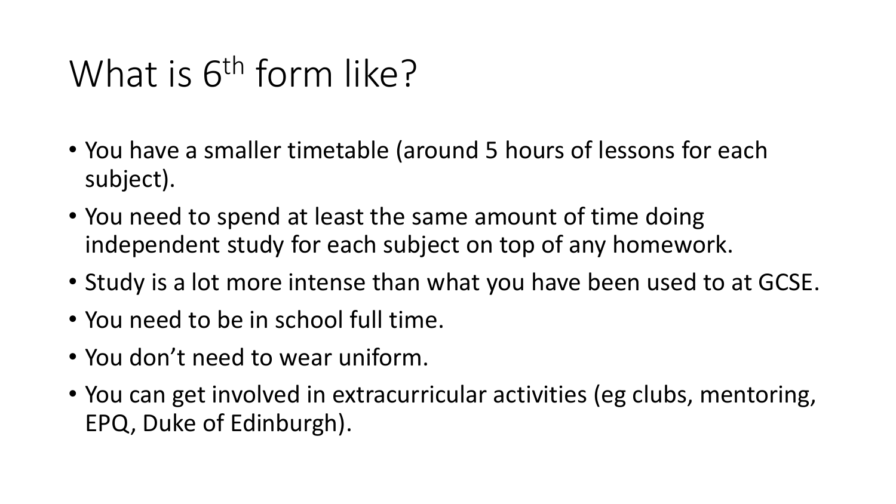# What is 6th form like?

- You have a smaller timetable (around 5 hours of lessons for each subject).
- You need to spend at least the same amount of time doing independent study for each subject on top of any homework.
- Study is a lot more intense than what you have been used to at GCSE.
- You need to be in school full time.
- You don't need to wear uniform.
- You can get involved in extracurricular activities (eg clubs, mentoring, EPQ, Duke of Edinburgh).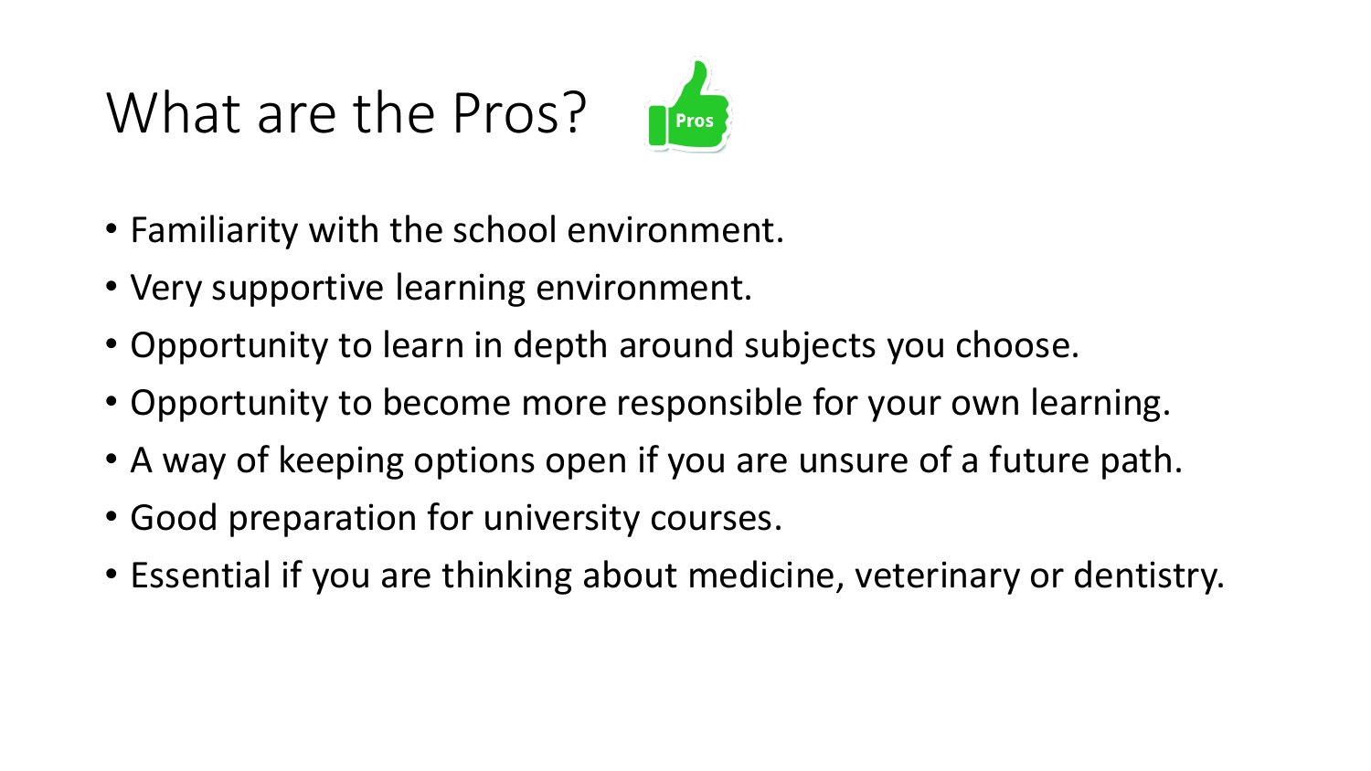# What are the Pros?

- Familiarity with the school environment.
- Very supportive learning environment.
- Opportunity to learn in depth around subjects you choose.
- Opportunity to become more responsible for your own learning.
- A way of keeping options open if you are unsure of a future path.
- Good preparation for university courses.
- Essential if you are thinking about medicine, veterinary or dentistry.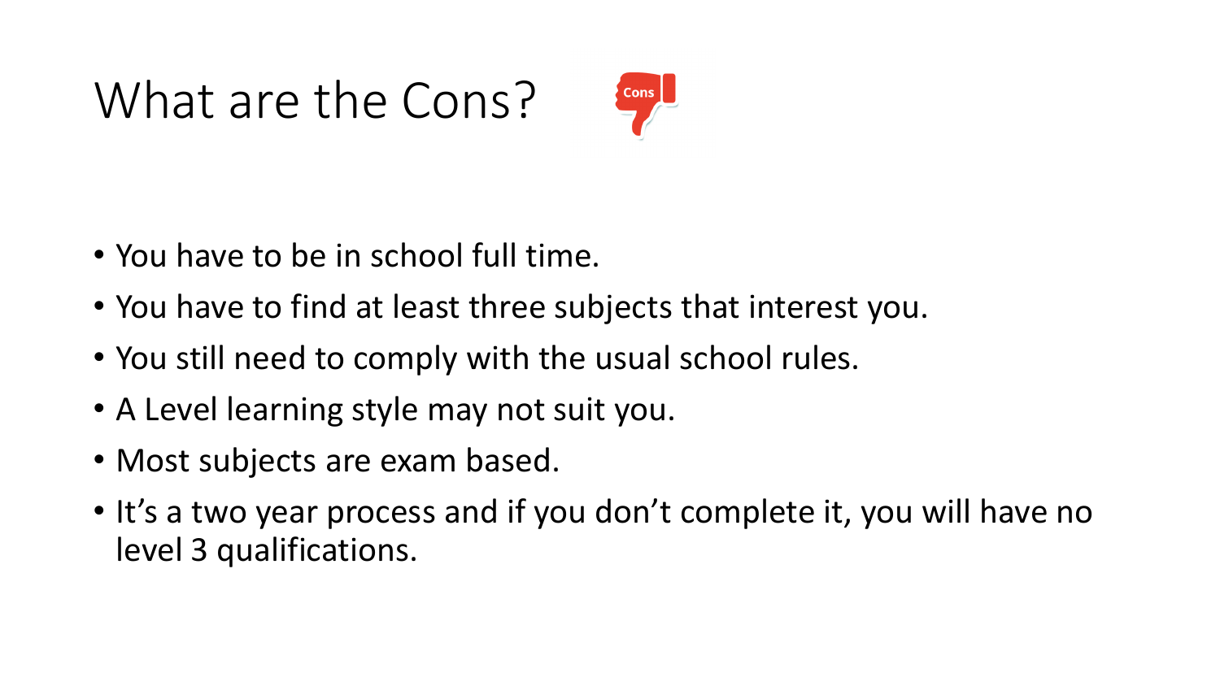# What are the Cons?

- You have to be in school full time.
- You have to find at least three subjects that interest you.
- You still need to comply with the usual school rules.
- A Level learning style may not suit you.
- Most subjects are exam based.
- It's a two year process and if you don't complete it, you will have no level 3 qualifications.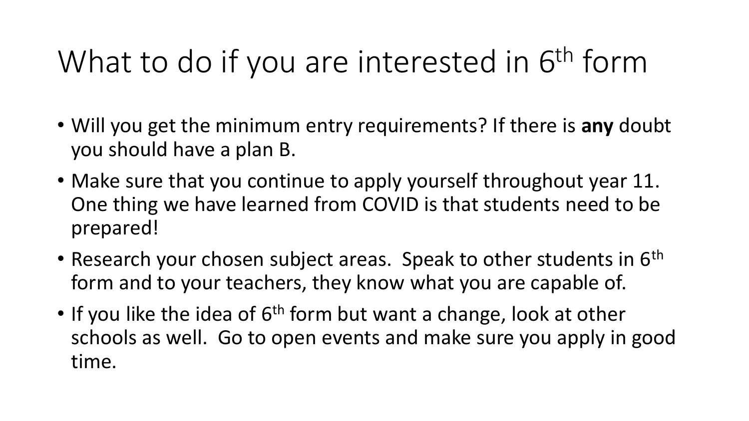# What to do if you are interested in 6th form

- Will you get the minimum entry requirements? If there is **any** doubt you should have a plan B.
- Make sure that you continue to apply yourself throughout year 11. One thing we have learned from COVID is that students need to be prepared!
- Research your chosen subject areas. Speak to other students in 6th form and to your teachers, they know what you are capable of.
- If you like the idea of 6th form but want a change, look at other schools as well. Go to open events and make sure you apply in good time.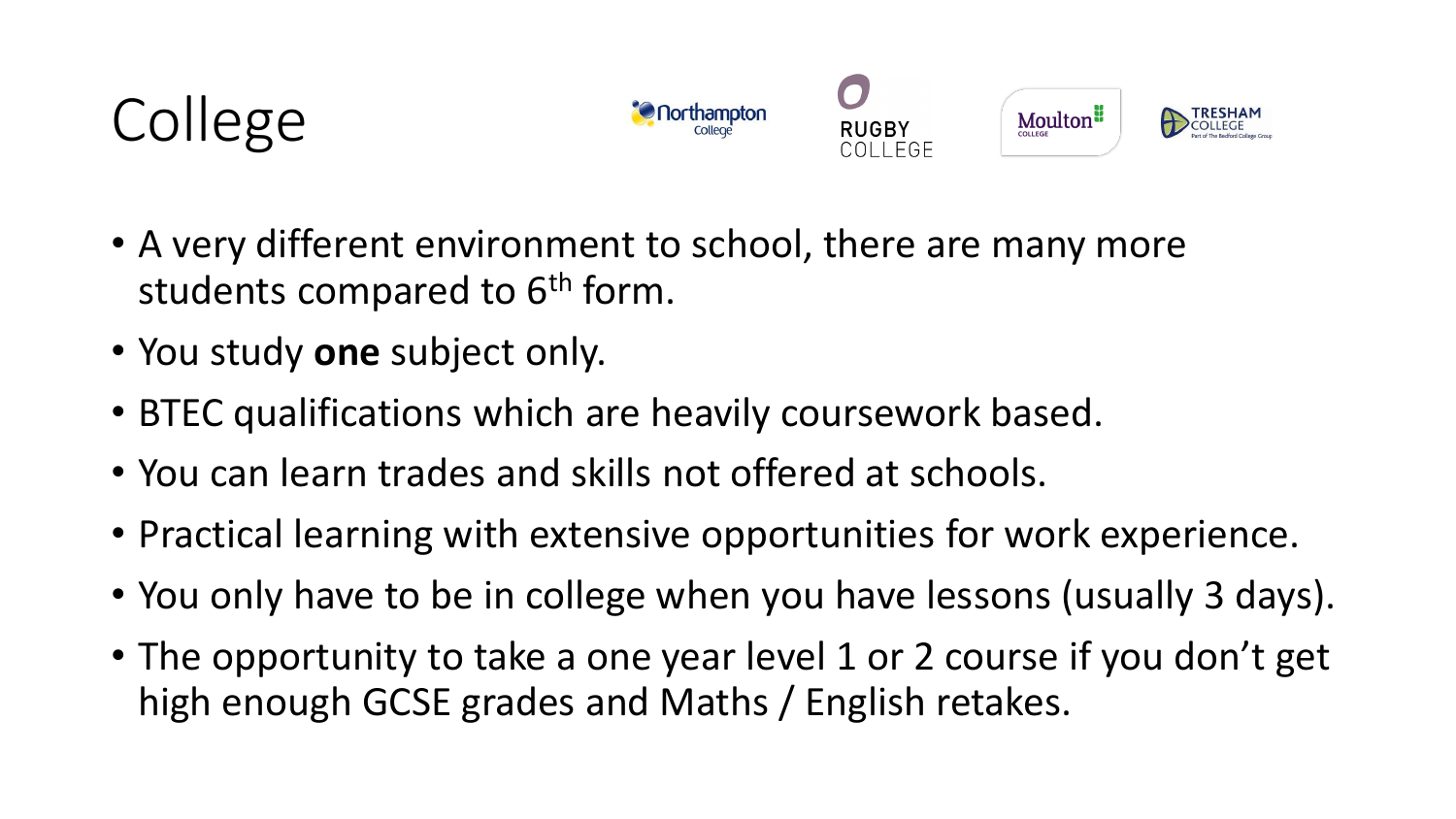# College

- A very different environment to school, there are many more students compared to 6th form.
- You study **one** subject only.
- BTEC qualifications which are heavily coursework based.
- You can learn trades and skills not offered at schools.
- Practical learning with extensive opportunities for work experience.
- You only have to be in college when you have lessons (usually 3 days).
- The opportunity to take a one year level 1 or 2 course if you don't get high enough GCSE grades and Maths / English retakes.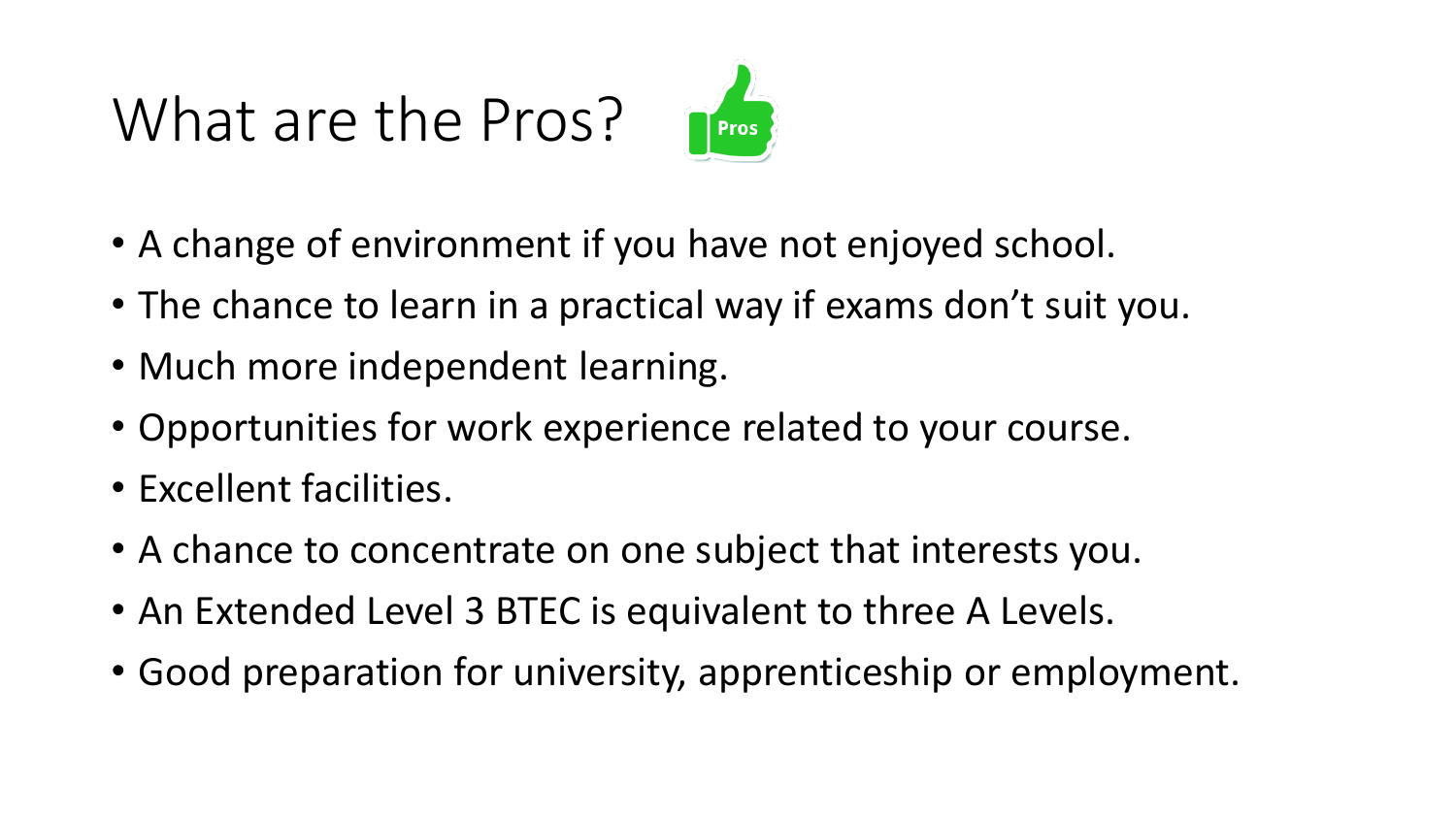# What are the Pros?

- A change of environment if you have not enjoyed school.
- The chance to learn in a practical way if exams don't suit you.
- Much more independent learning.
- Opportunities for work experience related to your course.
- Excellent facilities.
- A chance to concentrate on one subject that interests you.
- An Extended Level 3 BTEC is equivalent to three A Levels.
- Good preparation for university, apprenticeship or employment.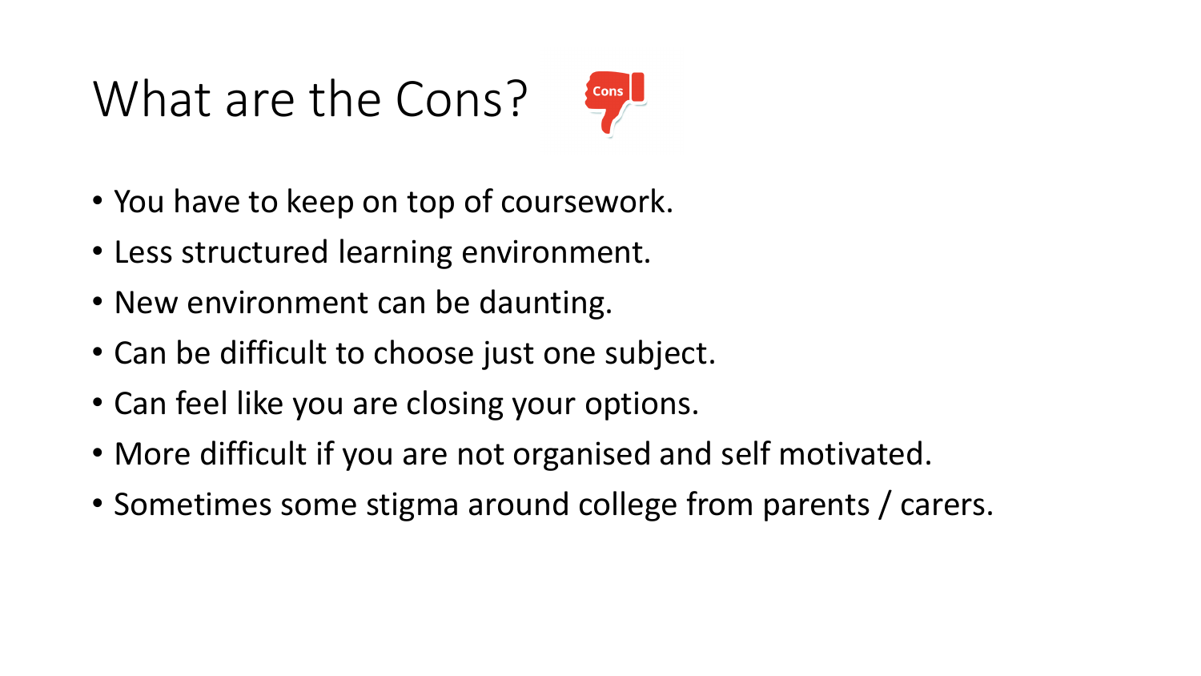# What are the Cons?

- You have to keep on top of coursework.
- Less structured learning environment.
- New environment can be daunting.
- Can be difficult to choose just one subject.
- Can feel like you are closing your options.
- More difficult if you are not organised and self motivated.
- Sometimes some stigma around college from parents / carers.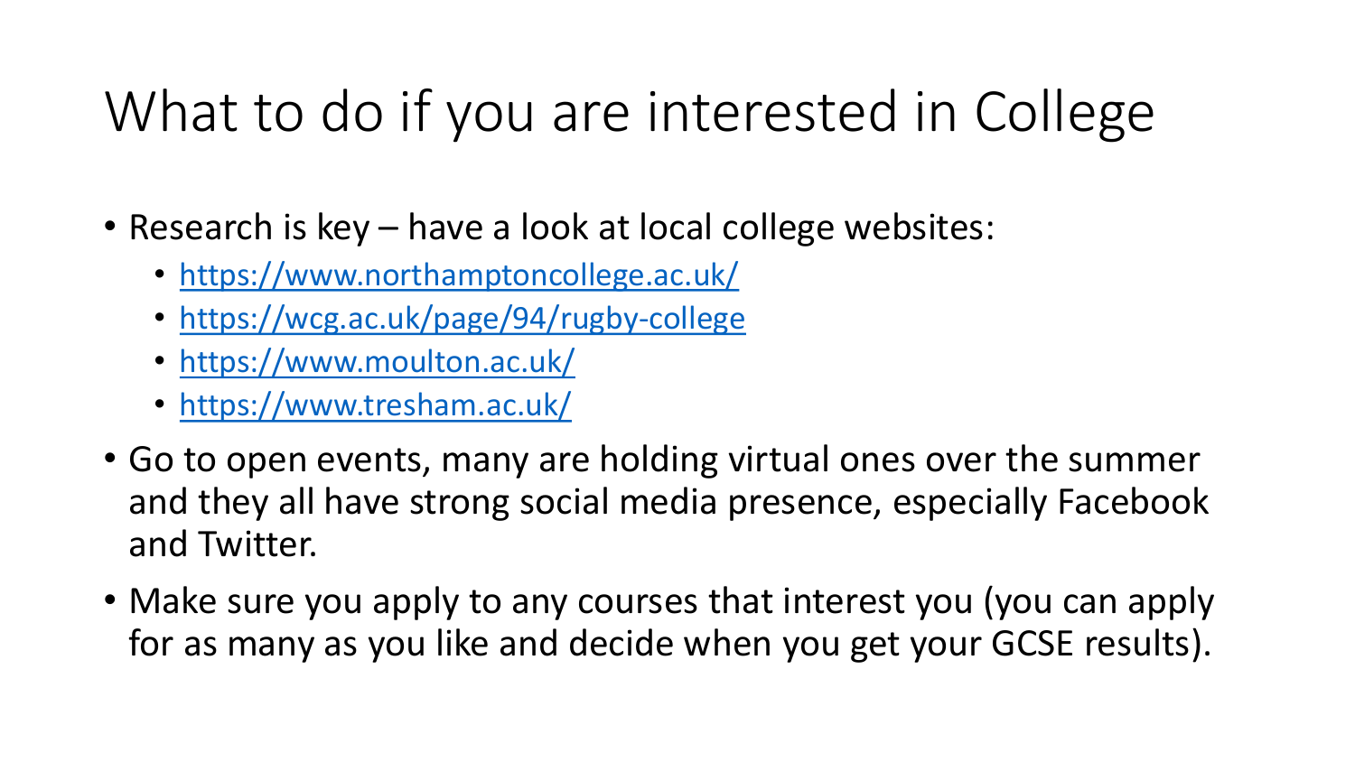# What to do if you are interested in College

- Research is key – have a look at local college websites:
  - https://www.northamptoncollege.ac.uk/
  - https://wcg.ac.uk/page/94/rugby-college
  - https://www.moulton.ac.uk/
  - https://www.tresham.ac.uk/
- Go to open events, many are holding virtual ones over the summer and they all have strong social media presence, especially Facebook and Twitter.
- Make sure you apply to any courses that interest you (you can apply for as many as you like and decide when you get your GCSE results).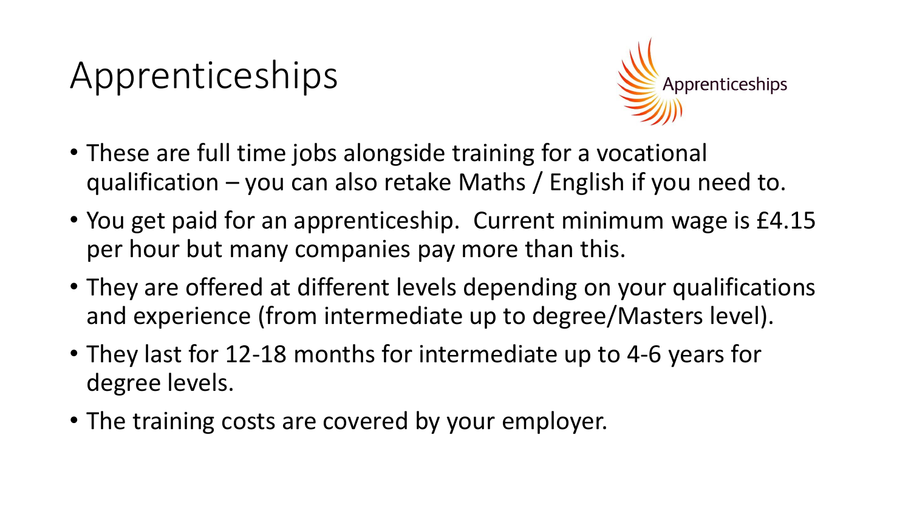# Apprenticeships

- These are full time jobs alongside training for a vocational qualification – you can also retake Maths / English if you need to.
- You get paid for an apprenticeship. Current minimum wage is £4.15 per hour but many companies pay more than this.
- They are offered at different levels depending on your qualifications and experience (from intermediate up to degree/Masters level).
- They last for 12-18 months for intermediate up to 4-6 years for degree levels.
- The training costs are covered by your employer.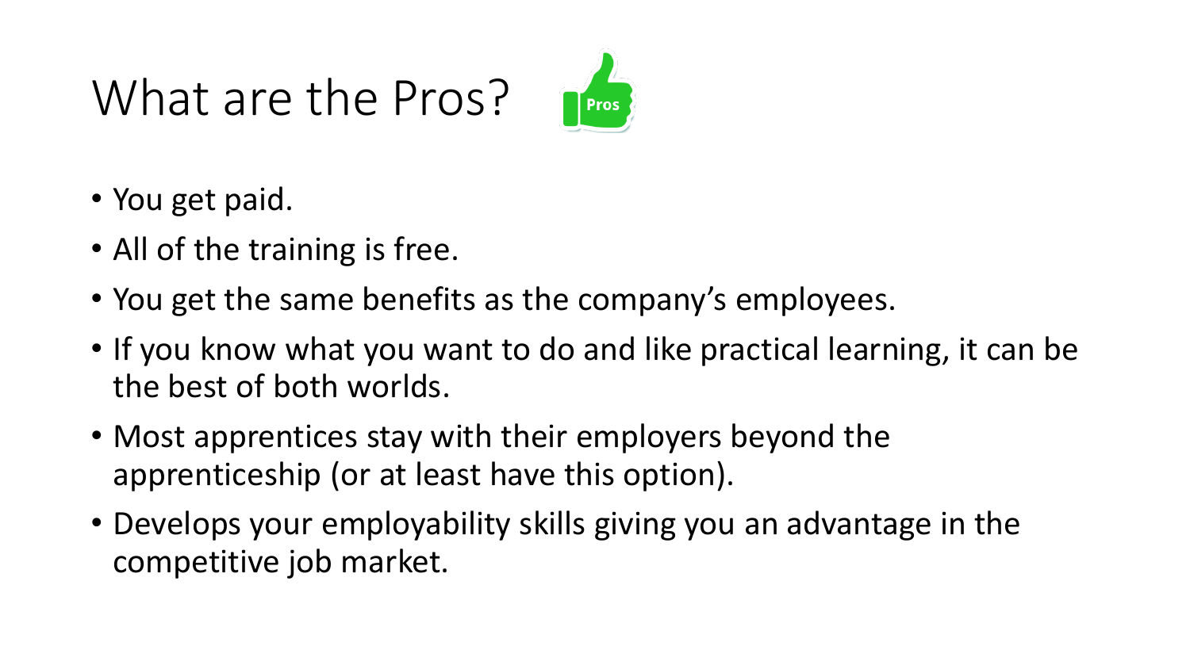# What are the Pros?

- You get paid.
- All of the training is free.
- You get the same benefits as the company's employees.
- If you know what you want to do and like practical learning, it can be the best of both worlds.
- Most apprentices stay with their employers beyond the apprenticeship (or at least have this option).
- Develops your employability skills giving you an advantage in the competitive job market.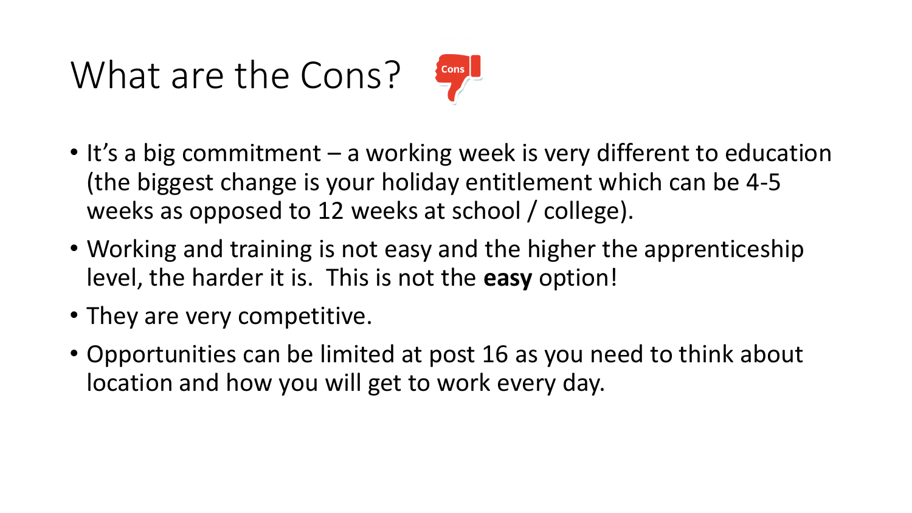# What are the Cons?

- It's a big commitment – a working week is very different to education (the biggest change is your holiday entitlement which can be 4-5 weeks as opposed to 12 weeks at school / college).
- Working and training is not easy and the higher the apprenticeship level, the harder it is. This is not the **easy** option!
- They are very competitive.
- Opportunities can be limited at post 16 as you need to think about location and how you will get to work every day.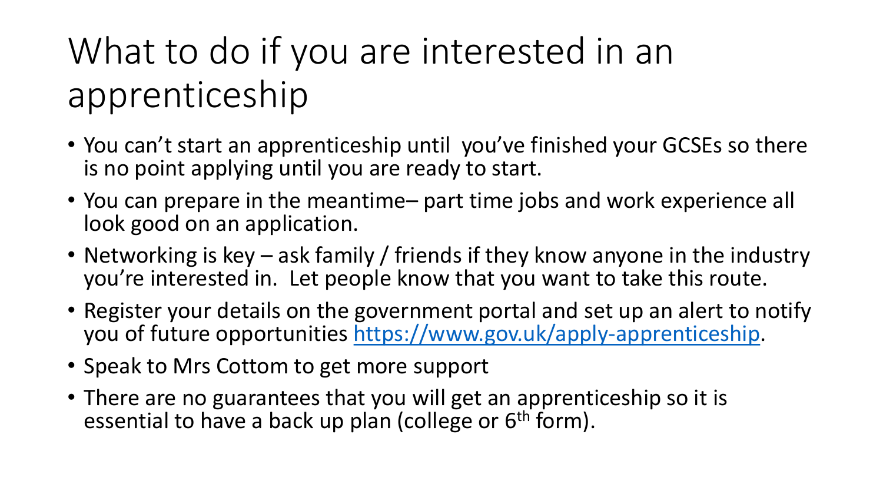# What to do if you are interested in an apprenticeship

- You can't start an apprenticeship until you've finished your GCSEs so there is no point applying until you are ready to start.
- You can prepare in the meantime– part time jobs and work experience all look good on an application.
- Networking is key – ask family / friends if they know anyone in the industry you're interested in. Let people know that you want to take this route.
- Register your details on the government portal and set up an alert to notify you of future opportunities [https://www.gov.uk/apply-apprenticeship](https://www.gov.uk/apply-apprenticeship).
- Speak to Mrs Cottom to get more support
- There are no guarantees that you will get an apprenticeship so it is essential to have a back up plan (college or 6th form).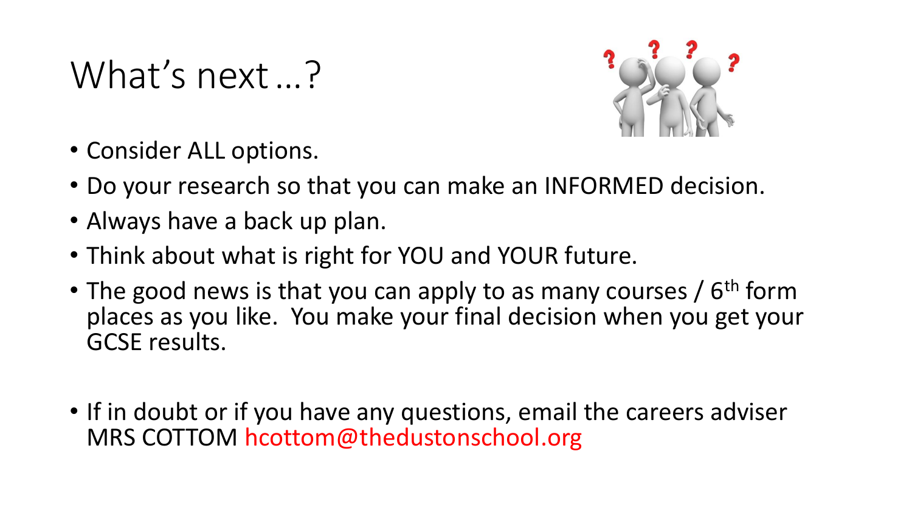# What's next…?

- Consider ALL options.
- Do your research so that you can make an INFORMED decision.
- Always have a back up plan.
- Think about what is right for YOU and YOUR future.
- The good news is that you can apply to as many courses / 6th form places as you like. You make your final decision when you get your GCSE results.

- If in doubt or if you have any questions, email the careers adviser MRS COTTOM hcottom@thedustonschool.org